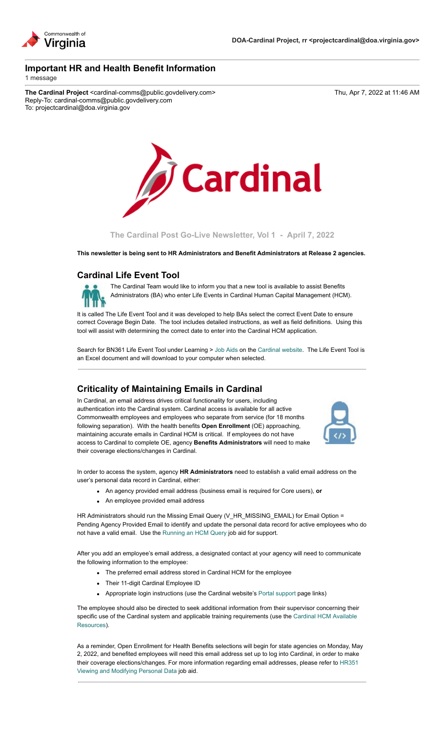Commonwealth of Virginia

DOA-Cardinal Project, rr <projectcardinal@doa.virginia.gov>

# Important HR and Health Benefit Information

1 message

**The Cardinal Project** <cardinal-comms@public.govdelivery.com> Thu, Apr 7, 2022 at 11:46 AM
Reply-To: cardinal-comms@public.govdelivery.com
To: projectcardinal@doa.virginia.gov

Cardinal

**The Cardinal Post Go-Live Newsletter, Vol 1 - April 7, 2022**

**This newsletter is being sent to HR Administrators and Benefit Administrators at Release 2 agencies.**

## Cardinal Life Event Tool

The Cardinal Team would like to inform you that a new tool is available to assist Benefits Administrators (BA) who enter Life Events in Cardinal Human Capital Management (HCM).

It is called The Life Event Tool and it was developed to help BAs select the correct Event Date to ensure correct Coverage Begin Date. The tool includes detailed instructions, as well as field definitions. Using this tool will assist with determining the correct date to enter into the Cardinal HCM application.

Search for BN361 Life Event Tool under Learning > Job Aids on the Cardinal website. The Life Event Tool is an Excel document and will download to your computer when selected.

---

## Criticality of Maintaining Emails in Cardinal

In Cardinal, an email address drives critical functionality for users, including authentication into the Cardinal system. Cardinal access is available for all active Commonwealth employees and employees who separate from service (for 18 months following separation). With the health benefits **Open Enrollment** (OE) approaching, maintaining accurate emails in Cardinal HCM is critical. If employees do not have access to Cardinal to complete OE, agency **Benefits Administrators** will need to make their coverage elections/changes in Cardinal.

In order to access the system, agency **HR Administrators** need to establish a valid email address on the user's personal data record in Cardinal, either:

- An agency provided email address (business email is required for Core users), **or**
- An employee provided email address

HR Administrators should run the Missing Email Query (V_HR_MISSING_EMAIL) for Email Option = Pending Agency Provided Email to identify and update the personal data record for active employees who do not have a valid email. Use the Running an HCM Query job aid for support.

After you add an employee's email address, a designated contact at your agency will need to communicate the following information to the employee:

- The preferred email address stored in Cardinal HCM for the employee
- Their 11-digit Cardinal Employee ID
- Appropriate login instructions (use the Cardinal website's Portal support page links)

The employee should also be directed to seek additional information from their supervisor concerning their specific use of the Cardinal system and applicable training requirements (use the Cardinal HCM Available Resources).

As a reminder, Open Enrollment for Health Benefits selections will begin for state agencies on Monday, May 2, 2022, and benefited employees will need this email address set up to log into Cardinal, in order to make their coverage elections/changes. For more information regarding email addresses, please refer to HR351 Viewing and Modifying Personal Data job aid.

---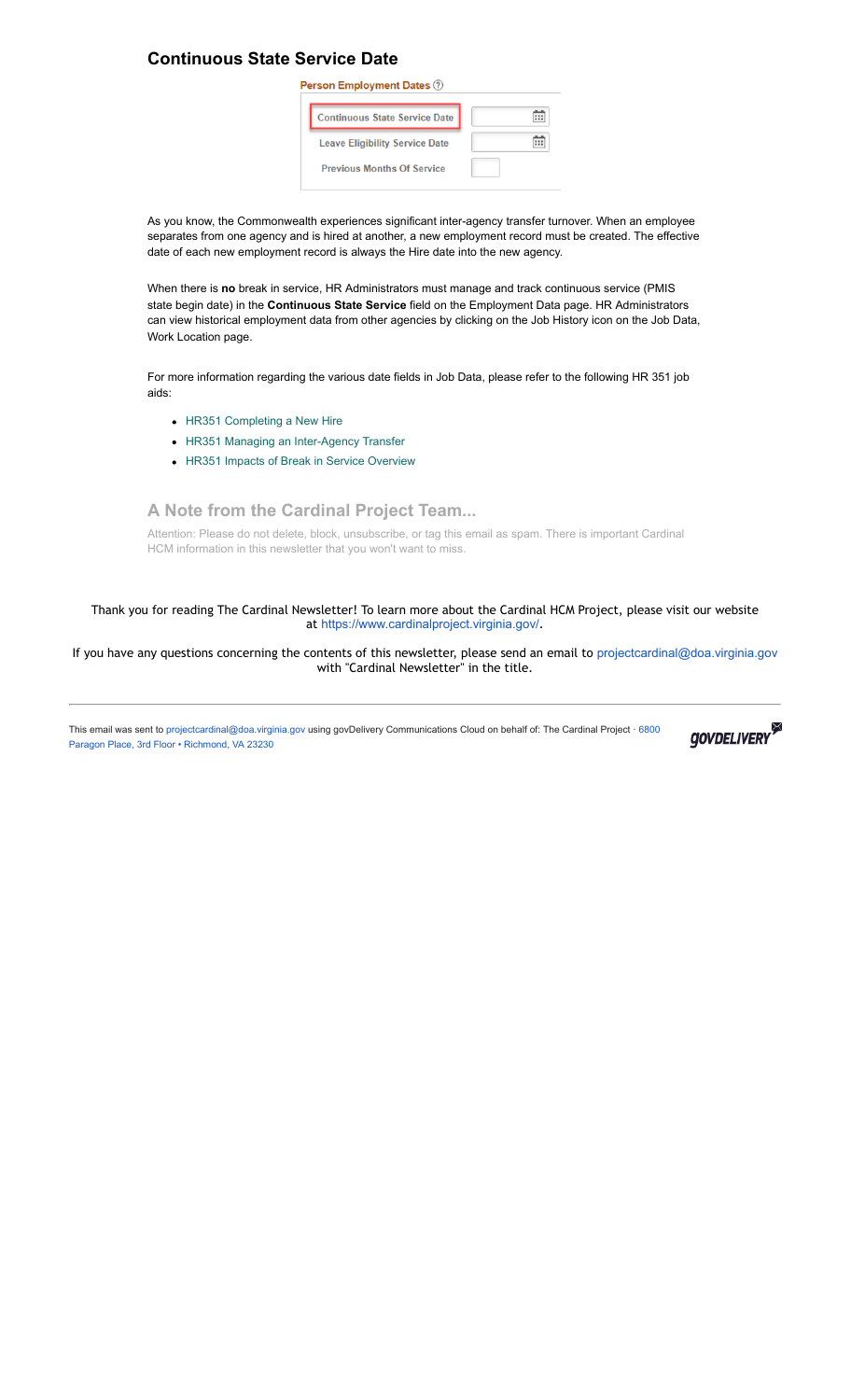## Continuous State Service Date

Person Employment Dates

Continuous State Service Date

Leave Eligibility Service Date

Previous Months Of Service

As you know, the Commonwealth experiences significant inter-agency transfer turnover. When an employee separates from one agency and is hired at another, a new employment record must be created. The effective date of each new employment record is always the Hire date into the new agency.

When there is **no** break in service, HR Administrators must manage and track continuous service (PMIS state begin date) in the **Continuous State Service** field on the Employment Data page. HR Administrators can view historical employment data from other agencies by clicking on the Job History icon on the Job Data, Work Location page.

For more information regarding the various date fields in Job Data, please refer to the following HR 351 job aids:

- HR351 Completing a New Hire
- HR351 Managing an Inter-Agency Transfer
- HR351 Impacts of Break in Service Overview

## A Note from the Cardinal Project Team...

Attention: Please do not delete, block, unsubscribe, or tag this email as spam. There is important Cardinal HCM information in this newsletter that you won't want to miss.

Thank you for reading The Cardinal Newsletter! To learn more about the Cardinal HCM Project, please visit our website at https://www.cardinalproject.virginia.gov/.

If you have any questions concerning the contents of this newsletter, please send an email to projectcardinal@doa.virginia.gov with "Cardinal Newsletter" in the title.

This email was sent to projectcardinal@doa.virginia.gov using govDelivery Communications Cloud on behalf of: The Cardinal Project · 6800 Paragon Place, 3rd Floor • Richmond, VA 23230

GOVDELIVERY